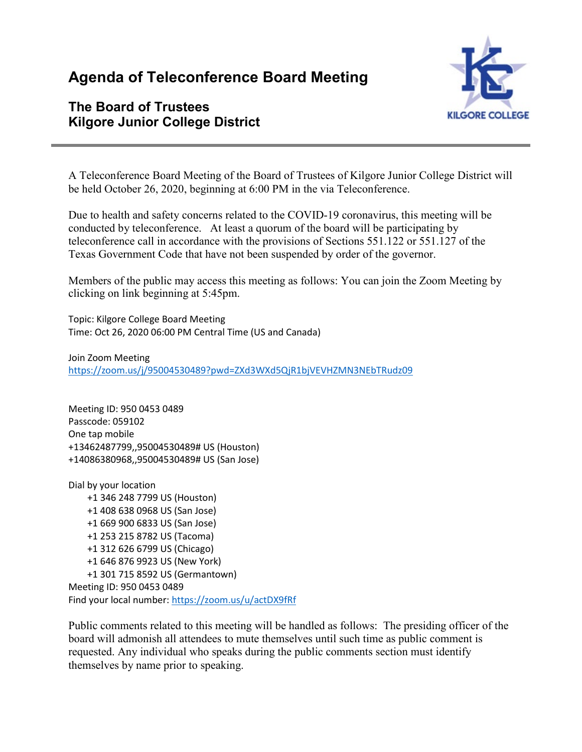# Agenda of Teleconference Board Meeting

## The Board of Trustees
## Kilgore Junior College District

A Teleconference Board Meeting of the Board of Trustees of Kilgore Junior College District will be held October 26, 2020, beginning at 6:00 PM in the via Teleconference.

Due to health and safety concerns related to the COVID-19 coronavirus, this meeting will be conducted by teleconference. At least a quorum of the board will be participating by teleconference call in accordance with the provisions of Sections 551.122 or 551.127 of the Texas Government Code that have not been suspended by order of the governor.

Members of the public may access this meeting as follows: You can join the Zoom Meeting by clicking on link beginning at 5:45pm.

Topic: Kilgore College Board Meeting
Time: Oct 26, 2020 06:00 PM Central Time (US and Canada)

Join Zoom Meeting
https://zoom.us/j/95004530489?pwd=ZXd3WXd5QjR1bjVEVHZMN3NEbTRudz09

Meeting ID: 950 0453 0489
Passcode: 059102
One tap mobile
+13462487799,,95004530489# US (Houston)
+14086380968,,95004530489# US (San Jose)

Dial by your location
+1 346 248 7799 US (Houston)
+1 408 638 0968 US (San Jose)
+1 669 900 6833 US (San Jose)
+1 253 215 8782 US (Tacoma)
+1 312 626 6799 US (Chicago)
+1 646 876 9923 US (New York)
+1 301 715 8592 US (Germantown)
Meeting ID: 950 0453 0489
Find your local number: https://zoom.us/u/actDX9fRf

Public comments related to this meeting will be handled as follows: The presiding officer of the board will admonish all attendees to mute themselves until such time as public comment is requested. Any individual who speaks during the public comments section must identify themselves by name prior to speaking.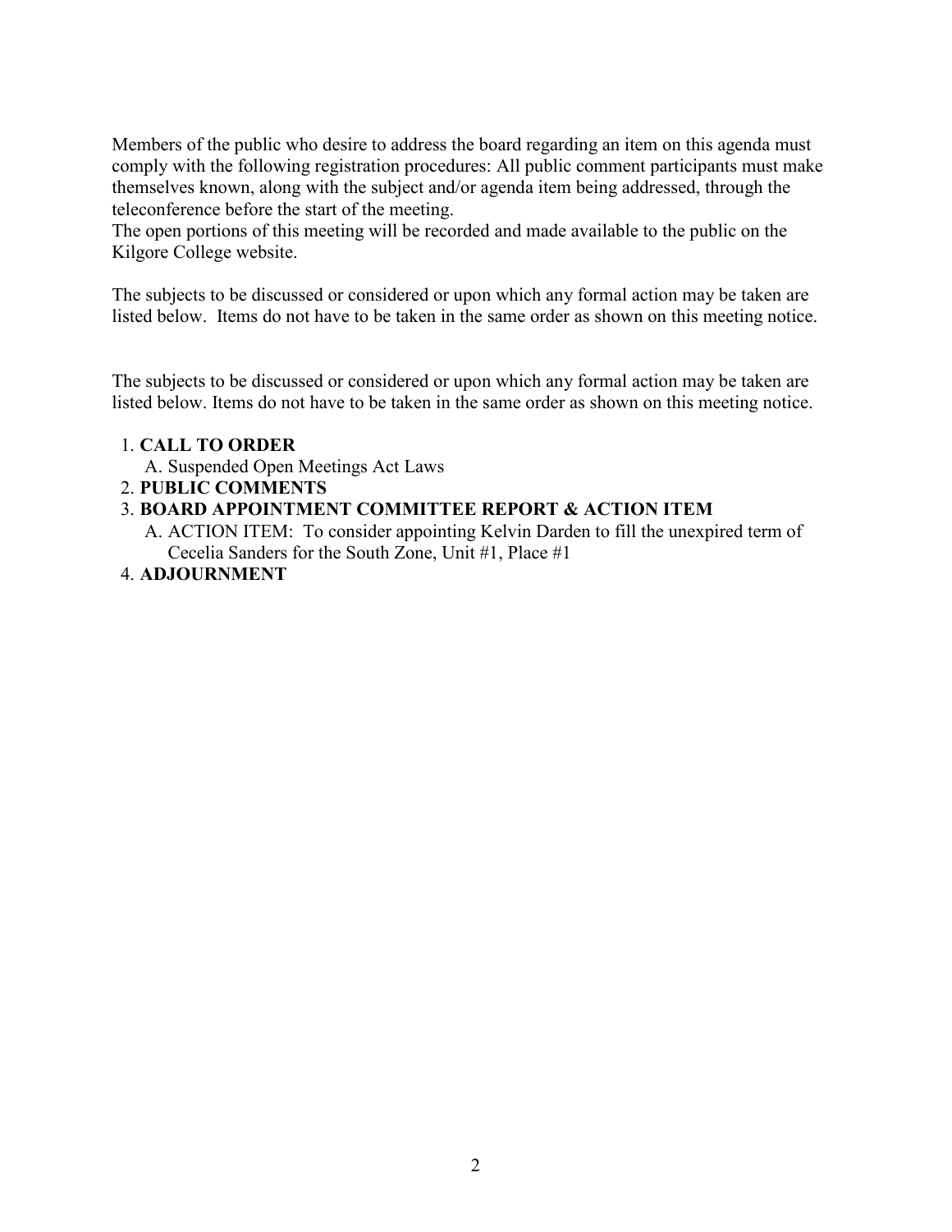Members of the public who desire to address the board regarding an item on this agenda must comply with the following registration procedures: All public comment participants must make themselves known, along with the subject and/or agenda item being addressed, through the teleconference before the start of the meeting.
The open portions of this meeting will be recorded and made available to the public on the Kilgore College website.

The subjects to be discussed or considered or upon which any formal action may be taken are listed below. Items do not have to be taken in the same order as shown on this meeting notice.

The subjects to be discussed or considered or upon which any formal action may be taken are listed below. Items do not have to be taken in the same order as shown on this meeting notice.

1. **CALL TO ORDER**
   A. Suspended Open Meetings Act Laws
2. **PUBLIC COMMENTS**
3. **BOARD APPOINTMENT COMMITTEE REPORT & ACTION ITEM**
   A. ACTION ITEM: To consider appointing Kelvin Darden to fill the unexpired term of Cecelia Sanders for the South Zone, Unit #1, Place #1
4. **ADJOURNMENT**